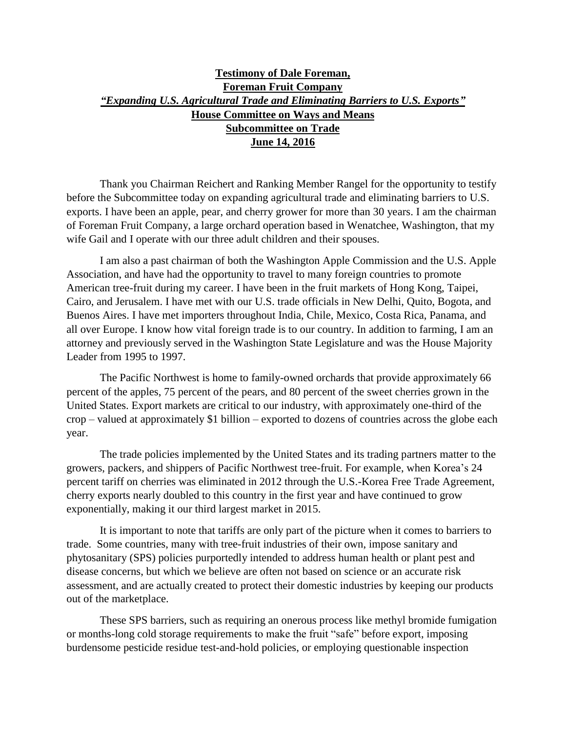**Testimony of Dale Foreman,**
**Foreman Fruit Company**
***"Expanding U.S. Agricultural Trade and Eliminating Barriers to U.S. Exports"***
**House Committee on Ways and Means**
**Subcommittee on Trade**
**June 14, 2016**

Thank you Chairman Reichert and Ranking Member Rangel for the opportunity to testify before the Subcommittee today on expanding agricultural trade and eliminating barriers to U.S. exports. I have been an apple, pear, and cherry grower for more than 30 years. I am the chairman of Foreman Fruit Company, a large orchard operation based in Wenatchee, Washington, that my wife Gail and I operate with our three adult children and their spouses.

I am also a past chairman of both the Washington Apple Commission and the U.S. Apple Association, and have had the opportunity to travel to many foreign countries to promote American tree-fruit during my career. I have been in the fruit markets of Hong Kong, Taipei, Cairo, and Jerusalem. I have met with our U.S. trade officials in New Delhi, Quito, Bogota, and Buenos Aires. I have met importers throughout India, Chile, Mexico, Costa Rica, Panama, and all over Europe. I know how vital foreign trade is to our country. In addition to farming, I am an attorney and previously served in the Washington State Legislature and was the House Majority Leader from 1995 to 1997.

The Pacific Northwest is home to family-owned orchards that provide approximately 66 percent of the apples, 75 percent of the pears, and 80 percent of the sweet cherries grown in the United States. Export markets are critical to our industry, with approximately one-third of the crop – valued at approximately $1 billion – exported to dozens of countries across the globe each year.

The trade policies implemented by the United States and its trading partners matter to the growers, packers, and shippers of Pacific Northwest tree-fruit. For example, when Korea's 24 percent tariff on cherries was eliminated in 2012 through the U.S.-Korea Free Trade Agreement, cherry exports nearly doubled to this country in the first year and have continued to grow exponentially, making it our third largest market in 2015.

It is important to note that tariffs are only part of the picture when it comes to barriers to trade. Some countries, many with tree-fruit industries of their own, impose sanitary and phytosanitary (SPS) policies purportedly intended to address human health or plant pest and disease concerns, but which we believe are often not based on science or an accurate risk assessment, and are actually created to protect their domestic industries by keeping our products out of the marketplace.

These SPS barriers, such as requiring an onerous process like methyl bromide fumigation or months-long cold storage requirements to make the fruit "safe" before export, imposing burdensome pesticide residue test-and-hold policies, or employing questionable inspection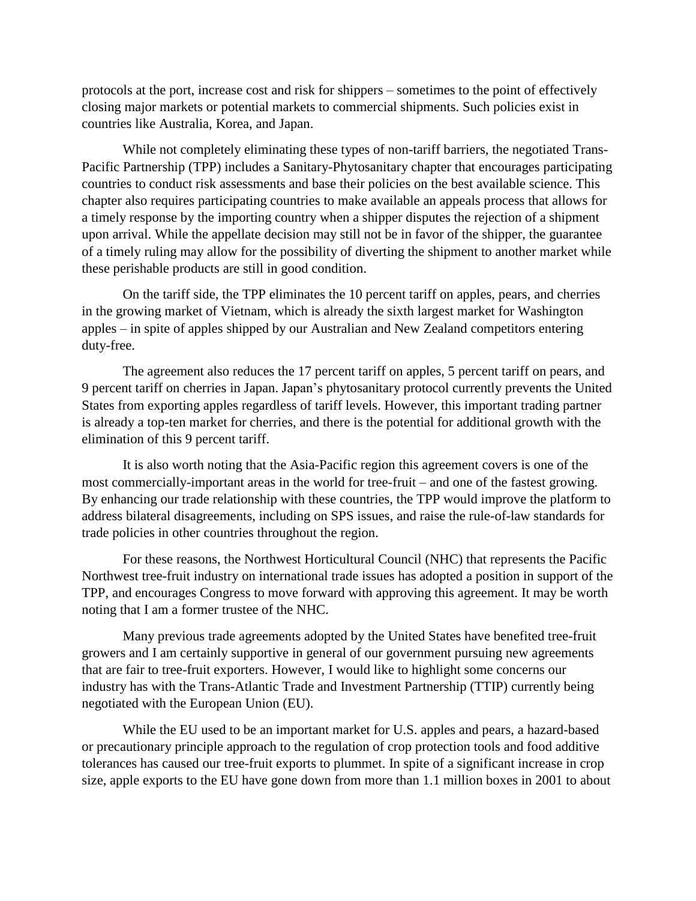protocols at the port, increase cost and risk for shippers – sometimes to the point of effectively closing major markets or potential markets to commercial shipments. Such policies exist in countries like Australia, Korea, and Japan.

While not completely eliminating these types of non-tariff barriers, the negotiated Trans-Pacific Partnership (TPP) includes a Sanitary-Phytosanitary chapter that encourages participating countries to conduct risk assessments and base their policies on the best available science. This chapter also requires participating countries to make available an appeals process that allows for a timely response by the importing country when a shipper disputes the rejection of a shipment upon arrival. While the appellate decision may still not be in favor of the shipper, the guarantee of a timely ruling may allow for the possibility of diverting the shipment to another market while these perishable products are still in good condition.

On the tariff side, the TPP eliminates the 10 percent tariff on apples, pears, and cherries in the growing market of Vietnam, which is already the sixth largest market for Washington apples – in spite of apples shipped by our Australian and New Zealand competitors entering duty-free.

The agreement also reduces the 17 percent tariff on apples, 5 percent tariff on pears, and 9 percent tariff on cherries in Japan. Japan's phytosanitary protocol currently prevents the United States from exporting apples regardless of tariff levels. However, this important trading partner is already a top-ten market for cherries, and there is the potential for additional growth with the elimination of this 9 percent tariff.

It is also worth noting that the Asia-Pacific region this agreement covers is one of the most commercially-important areas in the world for tree-fruit – and one of the fastest growing. By enhancing our trade relationship with these countries, the TPP would improve the platform to address bilateral disagreements, including on SPS issues, and raise the rule-of-law standards for trade policies in other countries throughout the region.

For these reasons, the Northwest Horticultural Council (NHC) that represents the Pacific Northwest tree-fruit industry on international trade issues has adopted a position in support of the TPP, and encourages Congress to move forward with approving this agreement. It may be worth noting that I am a former trustee of the NHC.

Many previous trade agreements adopted by the United States have benefited tree-fruit growers and I am certainly supportive in general of our government pursuing new agreements that are fair to tree-fruit exporters. However, I would like to highlight some concerns our industry has with the Trans-Atlantic Trade and Investment Partnership (TTIP) currently being negotiated with the European Union (EU).

While the EU used to be an important market for U.S. apples and pears, a hazard-based or precautionary principle approach to the regulation of crop protection tools and food additive tolerances has caused our tree-fruit exports to plummet. In spite of a significant increase in crop size, apple exports to the EU have gone down from more than 1.1 million boxes in 2001 to about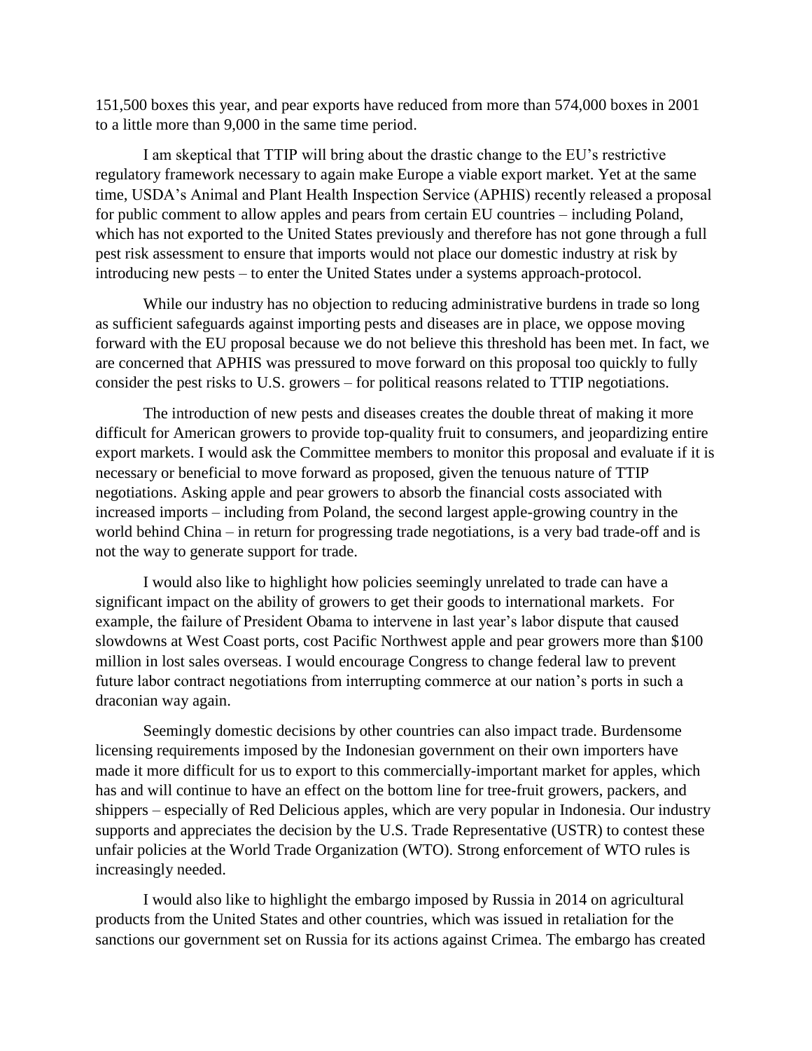151,500 boxes this year, and pear exports have reduced from more than 574,000 boxes in 2001 to a little more than 9,000 in the same time period.

I am skeptical that TTIP will bring about the drastic change to the EU's restrictive regulatory framework necessary to again make Europe a viable export market. Yet at the same time, USDA's Animal and Plant Health Inspection Service (APHIS) recently released a proposal for public comment to allow apples and pears from certain EU countries – including Poland, which has not exported to the United States previously and therefore has not gone through a full pest risk assessment to ensure that imports would not place our domestic industry at risk by introducing new pests – to enter the United States under a systems approach-protocol.

While our industry has no objection to reducing administrative burdens in trade so long as sufficient safeguards against importing pests and diseases are in place, we oppose moving forward with the EU proposal because we do not believe this threshold has been met. In fact, we are concerned that APHIS was pressured to move forward on this proposal too quickly to fully consider the pest risks to U.S. growers – for political reasons related to TTIP negotiations.

The introduction of new pests and diseases creates the double threat of making it more difficult for American growers to provide top-quality fruit to consumers, and jeopardizing entire export markets. I would ask the Committee members to monitor this proposal and evaluate if it is necessary or beneficial to move forward as proposed, given the tenuous nature of TTIP negotiations. Asking apple and pear growers to absorb the financial costs associated with increased imports – including from Poland, the second largest apple-growing country in the world behind China – in return for progressing trade negotiations, is a very bad trade-off and is not the way to generate support for trade.

I would also like to highlight how policies seemingly unrelated to trade can have a significant impact on the ability of growers to get their goods to international markets. For example, the failure of President Obama to intervene in last year's labor dispute that caused slowdowns at West Coast ports, cost Pacific Northwest apple and pear growers more than $100 million in lost sales overseas. I would encourage Congress to change federal law to prevent future labor contract negotiations from interrupting commerce at our nation's ports in such a draconian way again.

Seemingly domestic decisions by other countries can also impact trade. Burdensome licensing requirements imposed by the Indonesian government on their own importers have made it more difficult for us to export to this commercially-important market for apples, which has and will continue to have an effect on the bottom line for tree-fruit growers, packers, and shippers – especially of Red Delicious apples, which are very popular in Indonesia. Our industry supports and appreciates the decision by the U.S. Trade Representative (USTR) to contest these unfair policies at the World Trade Organization (WTO). Strong enforcement of WTO rules is increasingly needed.

I would also like to highlight the embargo imposed by Russia in 2014 on agricultural products from the United States and other countries, which was issued in retaliation for the sanctions our government set on Russia for its actions against Crimea. The embargo has created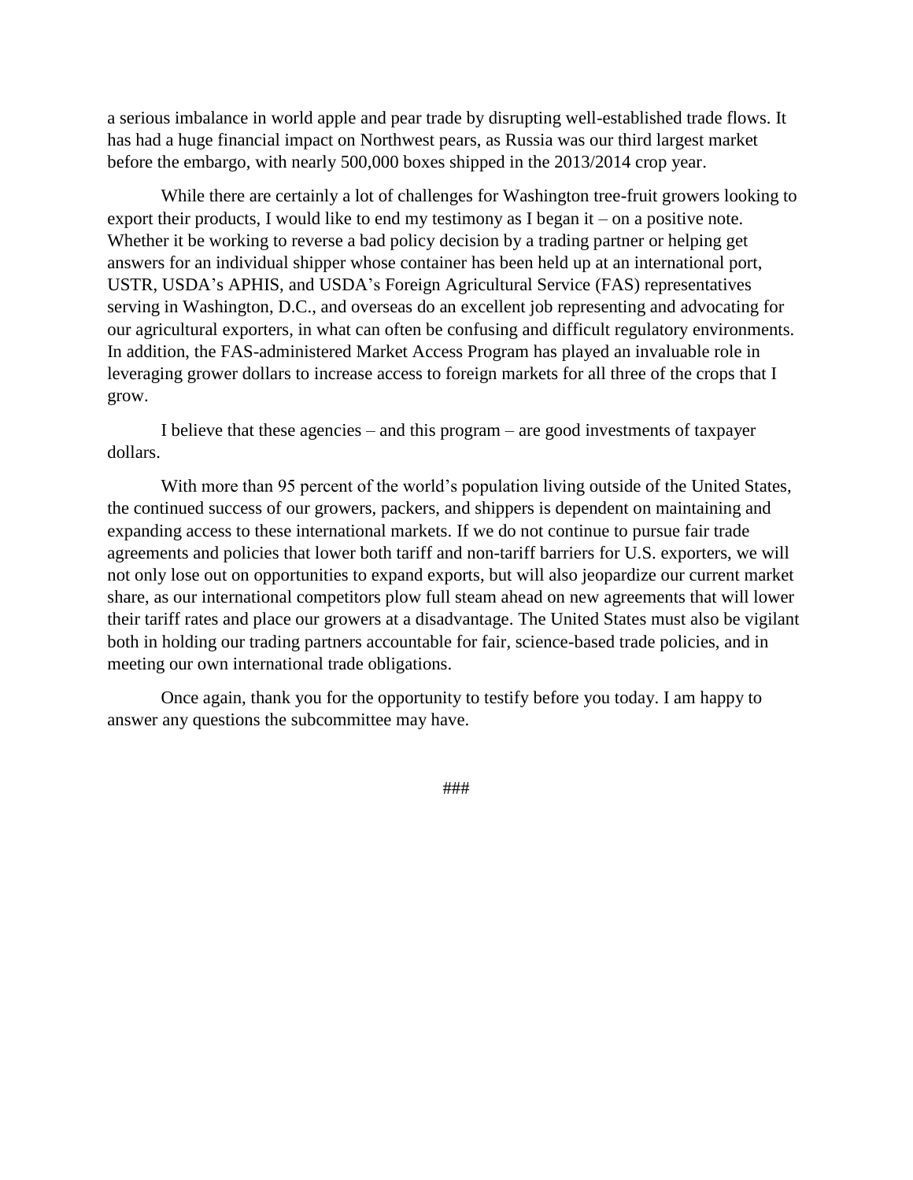a serious imbalance in world apple and pear trade by disrupting well-established trade flows. It has had a huge financial impact on Northwest pears, as Russia was our third largest market before the embargo, with nearly 500,000 boxes shipped in the 2013/2014 crop year.

While there are certainly a lot of challenges for Washington tree-fruit growers looking to export their products, I would like to end my testimony as I began it – on a positive note. Whether it be working to reverse a bad policy decision by a trading partner or helping get answers for an individual shipper whose container has been held up at an international port, USTR, USDA's APHIS, and USDA's Foreign Agricultural Service (FAS) representatives serving in Washington, D.C., and overseas do an excellent job representing and advocating for our agricultural exporters, in what can often be confusing and difficult regulatory environments. In addition, the FAS-administered Market Access Program has played an invaluable role in leveraging grower dollars to increase access to foreign markets for all three of the crops that I grow.

I believe that these agencies – and this program – are good investments of taxpayer dollars.

With more than 95 percent of the world's population living outside of the United States, the continued success of our growers, packers, and shippers is dependent on maintaining and expanding access to these international markets. If we do not continue to pursue fair trade agreements and policies that lower both tariff and non-tariff barriers for U.S. exporters, we will not only lose out on opportunities to expand exports, but will also jeopardize our current market share, as our international competitors plow full steam ahead on new agreements that will lower their tariff rates and place our growers at a disadvantage. The United States must also be vigilant both in holding our trading partners accountable for fair, science-based trade policies, and in meeting our own international trade obligations.

Once again, thank you for the opportunity to testify before you today. I am happy to answer any questions the subcommittee may have.

###